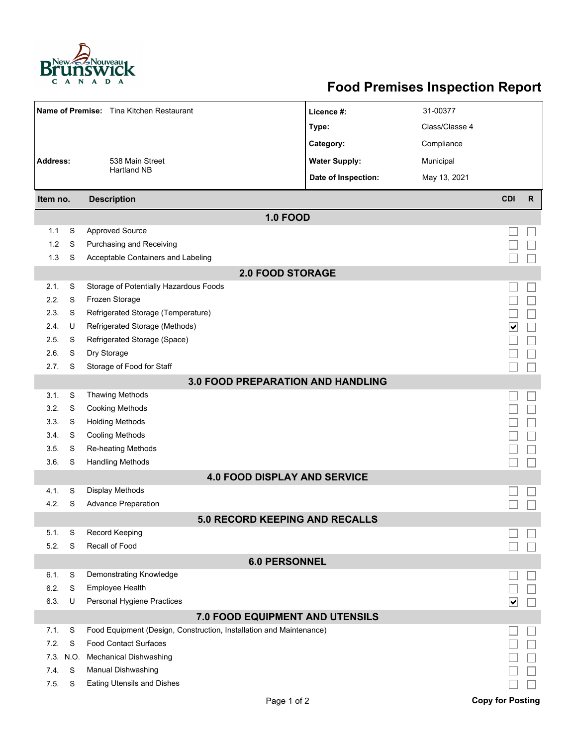# Food Premises Inspection Report

| | | | |
|---|---|---|---|
| **Name of Premise:** | Tina Kitchen Restaurant | **Licence #:** | 31-00377 |
| | | **Type:** | Class/Classe 4 |
| | | **Category:** | Compliance |
| **Address:** | 538 Main Street<br>Hartland NB | **Water Supply:** | Municipal |
| | | **Date of Inspection:** | May 13, 2021 |

| Item no. | | Description | CDI | R |
|---|---|---|---|---|
| **1.0 FOOD** | | | | |
| 1.1 | S | Approved Source | ☐ | ☐ |
| 1.2 | S | Purchasing and Receiving | ☐ | ☐ |
| 1.3 | S | Acceptable Containers and Labeling | ☐ | ☐ |
| **2.0 FOOD STORAGE** | | | | |
| 2.1. | S | Storage of Potentially Hazardous Foods | ☐ | ☐ |
| 2.2. | S | Frozen Storage | ☐ | ☐ |
| 2.3. | S | Refrigerated Storage (Temperature) | ☐ | ☐ |
| 2.4. | U | Refrigerated Storage (Methods) | ☑ | ☐ |
| 2.5. | S | Refrigerated Storage (Space) | ☐ | ☐ |
| 2.6. | S | Dry Storage | ☐ | ☐ |
| 2.7. | S | Storage of Food for Staff | ☐ | ☐ |
| **3.0 FOOD PREPARATION AND HANDLING** | | | | |
| 3.1. | S | Thawing Methods | ☐ | ☐ |
| 3.2. | S | Cooking Methods | ☐ | ☐ |
| 3.3. | S | Holding Methods | ☐ | ☐ |
| 3.4. | S | Cooling Methods | ☐ | ☐ |
| 3.5. | S | Re-heating Methods | ☐ | ☐ |
| 3.6. | S | Handling Methods | ☐ | ☐ |
| **4.0 FOOD DISPLAY AND SERVICE** | | | | |
| 4.1. | S | Display Methods | ☐ | ☐ |
| 4.2. | S | Advance Preparation | ☐ | ☐ |
| **5.0 RECORD KEEPING AND RECALLS** | | | | |
| 5.1. | S | Record Keeping | ☐ | ☐ |
| 5.2. | S | Recall of Food | ☐ | ☐ |
| **6.0 PERSONNEL** | | | | |
| 6.1. | S | Demonstrating Knowledge | ☐ | ☐ |
| 6.2. | S | Employee Health | ☐ | ☐ |
| 6.3. | U | Personal Hygiene Practices | ☑ | ☐ |
| **7.0 FOOD EQUIPMENT AND UTENSILS** | | | | |
| 7.1. | S | Food Equipment (Design, Construction, Installation and Maintenance) | ☐ | ☐ |
| 7.2. | S | Food Contact Surfaces | ☐ | ☐ |
| 7.3. | N.O. | Mechanical Dishwashing | ☐ | ☐ |
| 7.4. | S | Manual Dishwashing | ☐ | ☐ |
| 7.5. | S | Eating Utensils and Dishes | ☐ | ☐ |

**Copy for Posting**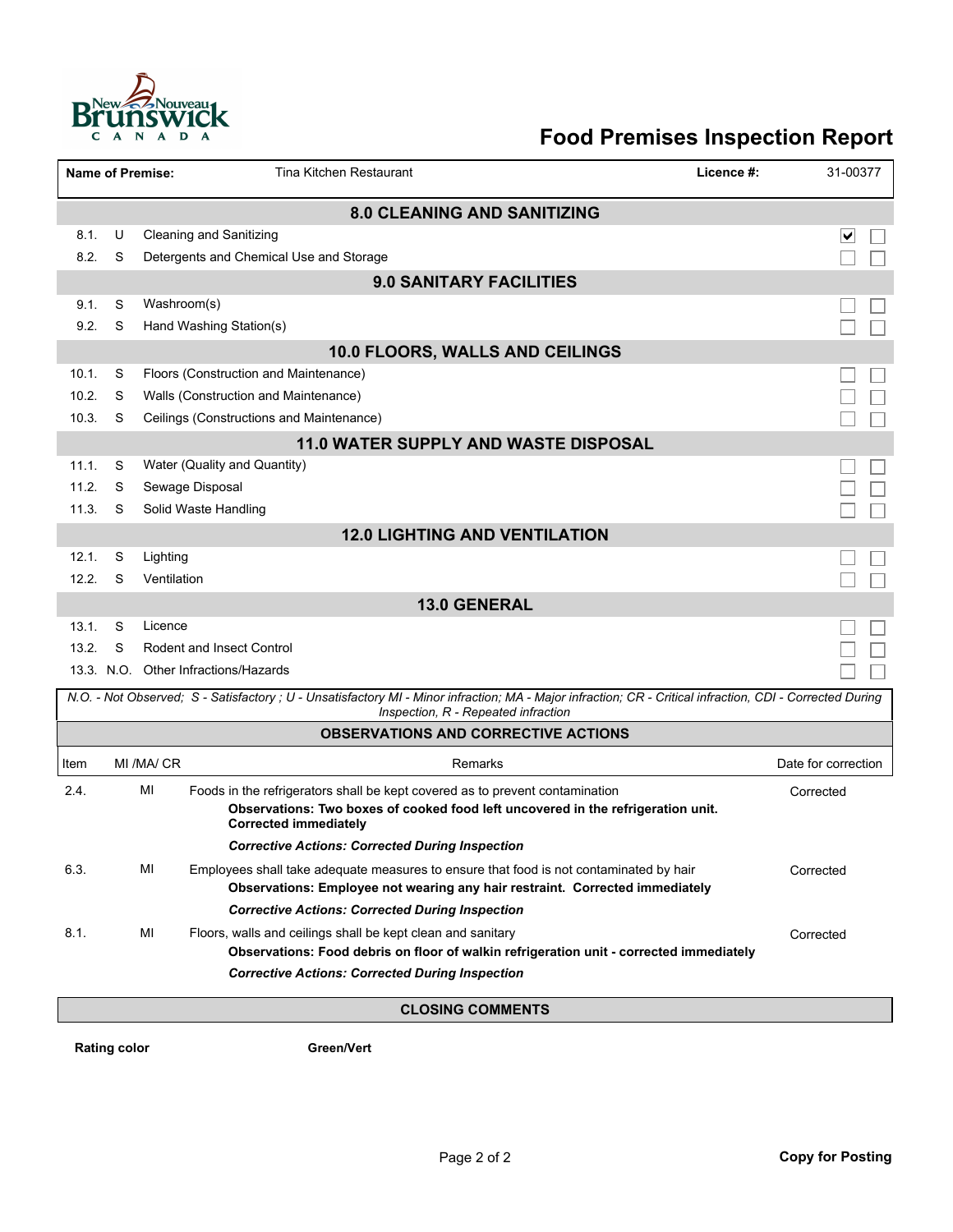# Food Premises Inspection Report

| Name of Premise: | Tina Kitchen Restaurant | Licence #: | 31-00377 |
|---|---|---|---|

## 8.0 CLEANING AND SANITIZING

| | | | | |
|---|---|---|---|---|
| 8.1. | U | Cleaning and Sanitizing | ☑ | ☐ |
| 8.2. | S | Detergents and Chemical Use and Storage | ☐ | ☐ |

## 9.0 SANITARY FACILITIES

| | | | | |
|---|---|---|---|---|
| 9.1. | S | Washroom(s) | ☐ | ☐ |
| 9.2. | S | Hand Washing Station(s) | ☐ | ☐ |

## 10.0 FLOORS, WALLS AND CEILINGS

| | | | | |
|---|---|---|---|---|
| 10.1. | S | Floors (Construction and Maintenance) | ☐ | ☐ |
| 10.2. | S | Walls (Construction and Maintenance) | ☐ | ☐ |
| 10.3. | S | Ceilings (Constructions and Maintenance) | ☐ | ☐ |

## 11.0 WATER SUPPLY AND WASTE DISPOSAL

| | | | | |
|---|---|---|---|---|
| 11.1. | S | Water (Quality and Quantity) | ☐ | ☐ |
| 11.2. | S | Sewage Disposal | ☐ | ☐ |
| 11.3. | S | Solid Waste Handling | ☐ | ☐ |

## 12.0 LIGHTING AND VENTILATION

| | | | | |
|---|---|---|---|---|
| 12.1. | S | Lighting | ☐ | ☐ |
| 12.2. | S | Ventilation | ☐ | ☐ |

## 13.0 GENERAL

| | | | | |
|---|---|---|---|---|
| 13.1. | S | Licence | ☐ | ☐ |
| 13.2. | S | Rodent and Insect Control | ☐ | ☐ |
| 13.3. | N.O. | Other Infractions/Hazards | ☐ | ☐ |

*N.O. - Not Observed; S - Satisfactory ; U - Unsatisfactory MI - Minor infraction; MA - Major infraction; CR - Critical infraction, CDI - Corrected During Inspection, R - Repeated infraction*

## OBSERVATIONS AND CORRECTIVE ACTIONS

| Item | MI /MA/ CR | Remarks | Date for correction |
|---|---|---|---|
| 2.4. | MI | Foods in the refrigerators shall be kept covered as to prevent contamination<br>**Observations: Two boxes of cooked food left uncovered in the refrigeration unit. Corrected immediately**<br>***Corrective Actions: Corrected During Inspection*** | Corrected |
| 6.3. | MI | Employees shall take adequate measures to ensure that food is not contaminated by hair<br>**Observations: Employee not wearing any hair restraint. Corrected immediately**<br>***Corrective Actions: Corrected During Inspection*** | Corrected |
| 8.1. | MI | Floors, walls and ceilings shall be kept clean and sanitary<br>**Observations: Food debris on floor of walkin refrigeration unit - corrected immediately**<br>***Corrective Actions: Corrected During Inspection*** | Corrected |

## CLOSING COMMENTS

**Rating color** **Green/Vert**

**Copy for Posting**